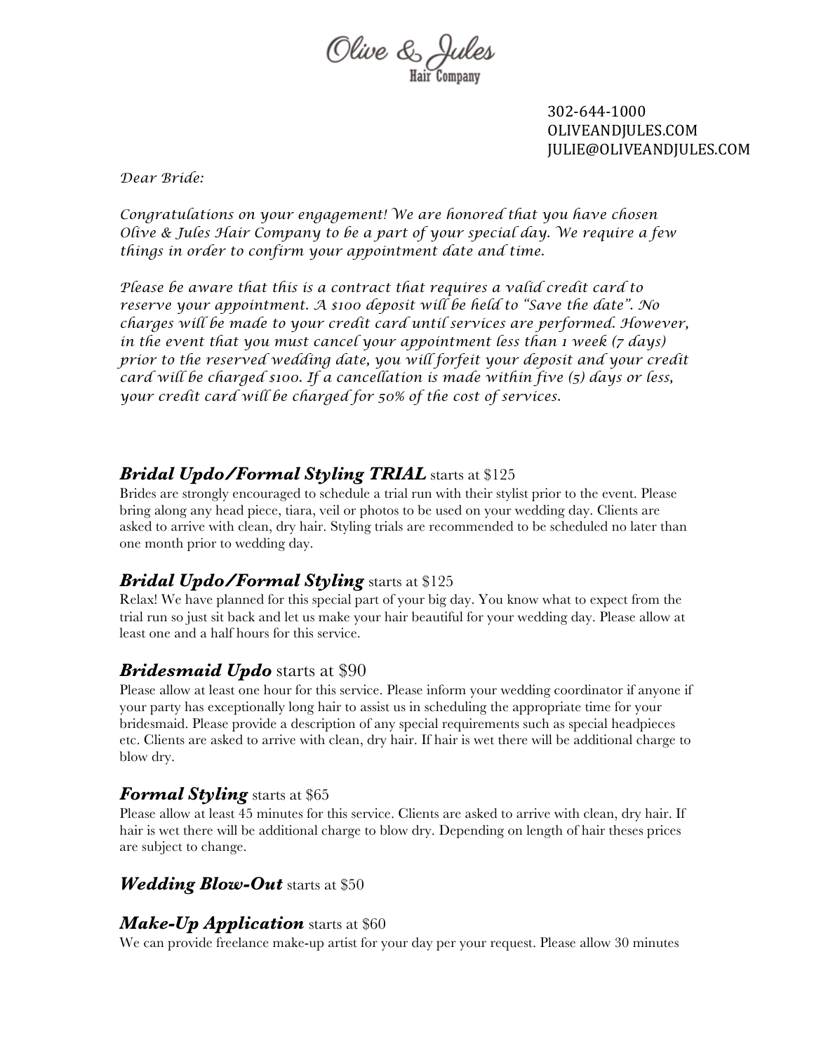# Olive & Jules Hair Company

302-644-1000
OLIVEANDJULES.COM
JULIE@OLIVEANDJULES.COM

*Dear Bride:*

*Congratulations on your engagement! We are honored that you have chosen Olive & Jules Hair Company to be a part of your special day. We require a few things in order to confirm your appointment date and time.*

*Please be aware that this is a contract that requires a valid credit card to reserve your appointment. A $100 deposit will be held to "Save the date". No charges will be made to your credit card until services are performed. However, in the event that you must cancel your appointment less than 1 week (7 days) prior to the reserved wedding date, you will forfeit your deposit and your credit card will be charged $100. If a cancellation is made within five (5) days or less, your credit card will be charged for 50% of the cost of services.*

### ***Bridal Updo/Formal Styling TRIAL*** starts at $125

Brides are strongly encouraged to schedule a trial run with their stylist prior to the event. Please bring along any head piece, tiara, veil or photos to be used on your wedding day. Clients are asked to arrive with clean, dry hair. Styling trials are recommended to be scheduled no later than one month prior to wedding day.

### ***Bridal Updo/Formal Styling*** starts at $125

Relax! We have planned for this special part of your big day. You know what to expect from the trial run so just sit back and let us make your hair beautiful for your wedding day. Please allow at least one and a half hours for this service.

### ***Bridesmaid Updo*** starts at $90

Please allow at least one hour for this service. Please inform your wedding coordinator if anyone if your party has exceptionally long hair to assist us in scheduling the appropriate time for your bridesmaid. Please provide a description of any special requirements such as special headpieces etc. Clients are asked to arrive with clean, dry hair. If hair is wet there will be additional charge to blow dry.

### ***Formal Styling*** starts at $65

Please allow at least 45 minutes for this service. Clients are asked to arrive with clean, dry hair. If hair is wet there will be additional charge to blow dry. Depending on length of hair theses prices are subject to change.

### ***Wedding Blow-Out*** starts at $50

### ***Make-Up Application*** starts at $60

We can provide freelance make-up artist for your day per your request. Please allow 30 minutes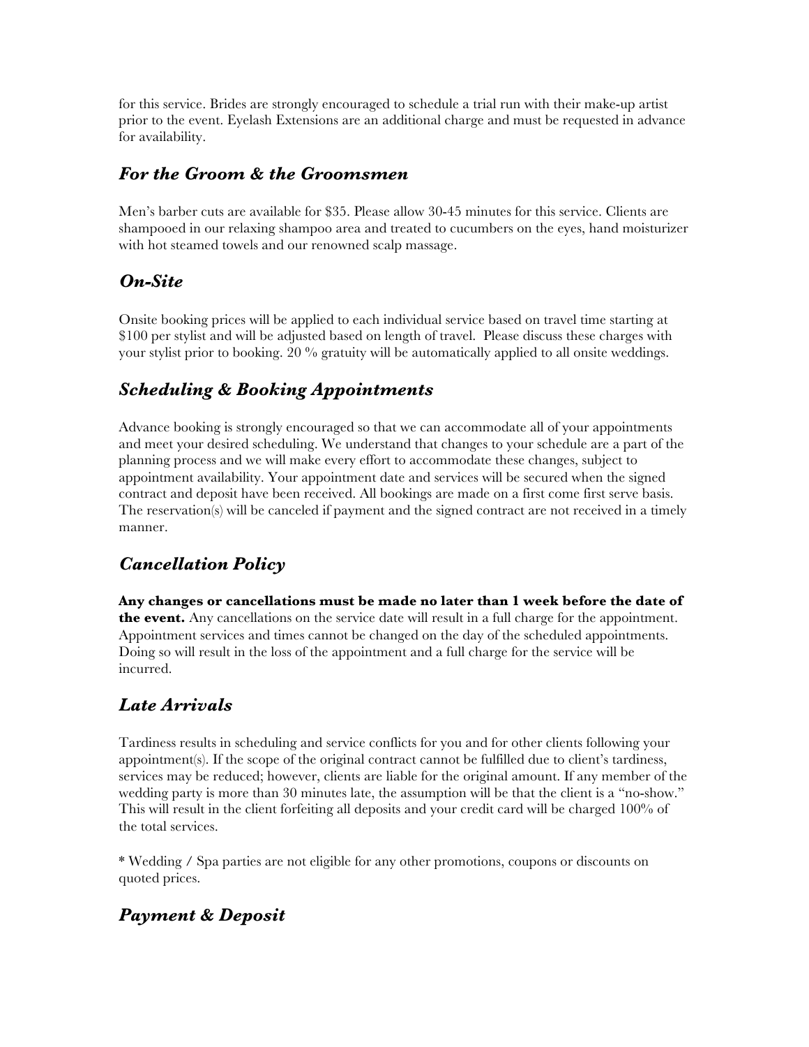for this service. Brides are strongly encouraged to schedule a trial run with their make-up artist prior to the event. Eyelash Extensions are an additional charge and must be requested in advance for availability.

## *For the Groom & the Groomsmen*

Men's barber cuts are available for $35. Please allow 30-45 minutes for this service. Clients are shampooed in our relaxing shampoo area and treated to cucumbers on the eyes, hand moisturizer with hot steamed towels and our renowned scalp massage.

## *On-Site*

Onsite booking prices will be applied to each individual service based on travel time starting at $100 per stylist and will be adjusted based on length of travel. Please discuss these charges with your stylist prior to booking. 20 % gratuity will be automatically applied to all onsite weddings.

## *Scheduling & Booking Appointments*

Advance booking is strongly encouraged so that we can accommodate all of your appointments and meet your desired scheduling. We understand that changes to your schedule are a part of the planning process and we will make every effort to accommodate these changes, subject to appointment availability. Your appointment date and services will be secured when the signed contract and deposit have been received. All bookings are made on a first come first serve basis. The reservation(s) will be canceled if payment and the signed contract are not received in a timely manner.

## *Cancellation Policy*

**Any changes or cancellations must be made no later than 1 week before the date of the event.** Any cancellations on the service date will result in a full charge for the appointment. Appointment services and times cannot be changed on the day of the scheduled appointments. Doing so will result in the loss of the appointment and a full charge for the service will be incurred.

## *Late Arrivals*

Tardiness results in scheduling and service conflicts for you and for other clients following your appointment(s). If the scope of the original contract cannot be fulfilled due to client's tardiness, services may be reduced; however, clients are liable for the original amount. If any member of the wedding party is more than 30 minutes late, the assumption will be that the client is a "no-show." This will result in the client forfeiting all deposits and your credit card will be charged 100% of the total services.

* Wedding / Spa parties are not eligible for any other promotions, coupons or discounts on quoted prices.

## *Payment & Deposit*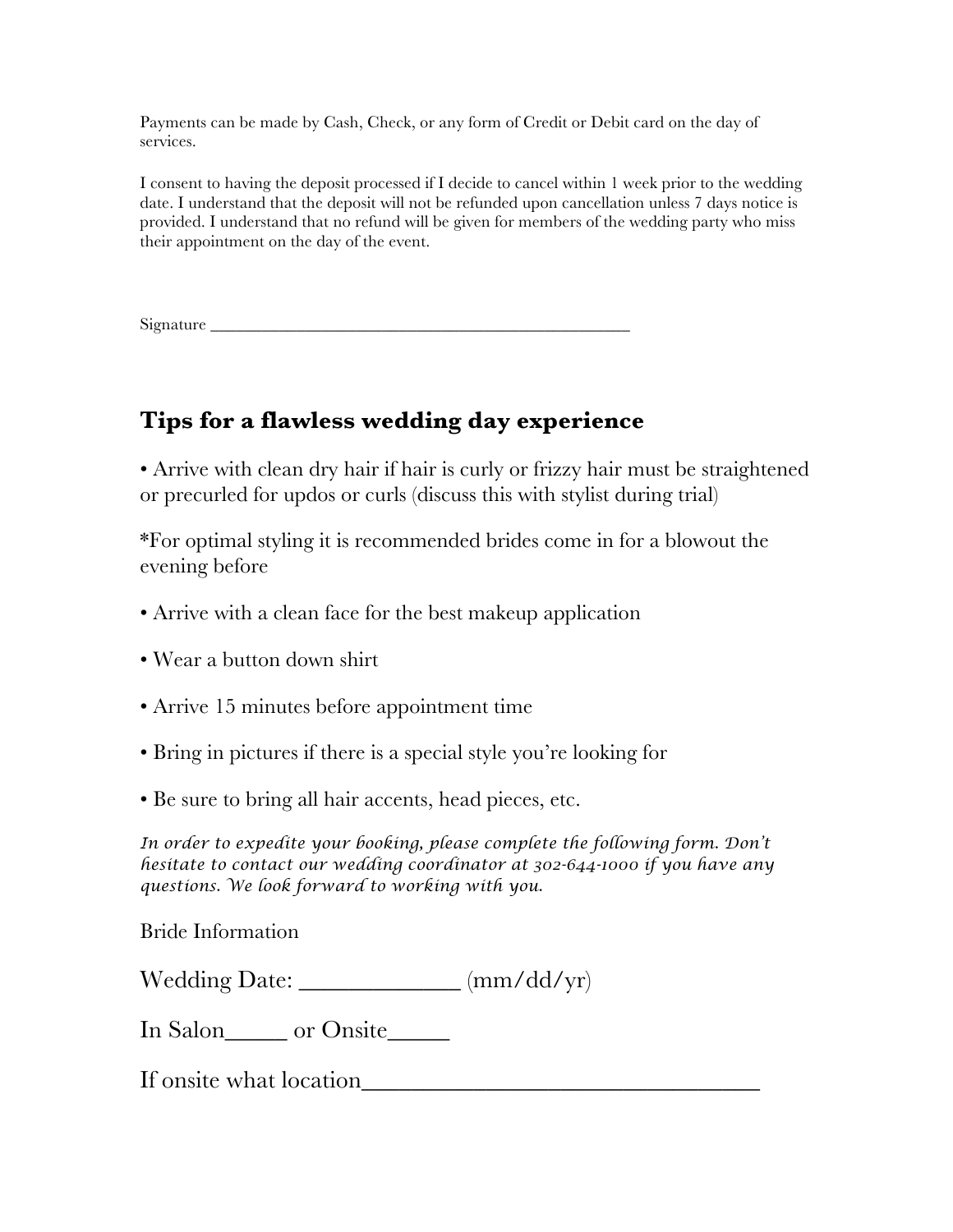Payments can be made by Cash, Check, or any form of Credit or Debit card on the day of services.

I consent to having the deposit processed if I decide to cancel within 1 week prior to the wedding date. I understand that the deposit will not be refunded upon cancellation unless 7 days notice is provided. I understand that no refund will be given for members of the wedding party who miss their appointment on the day of the event.

Signature _______________________________________________

## Tips for a flawless wedding day experience

• Arrive with clean dry hair if hair is curly or frizzy hair must be straightened or precurled for updos or curls (discuss this with stylist during trial)

*For optimal styling it is recommended brides come in for a blowout the evening before

• Arrive with a clean face for the best makeup application

• Wear a button down shirt

• Arrive 15 minutes before appointment time

• Bring in pictures if there is a special style you're looking for

• Be sure to bring all hair accents, head pieces, etc.

*In order to expedite your booking, please complete the following form. Don't hesitate to contact our wedding coordinator at 302-644-1000 if you have any questions. We look forward to working with you.*

Bride Information

Wedding Date: _____________ (mm/dd/yr)

In Salon_____ or Onsite_____

If onsite what location________________________________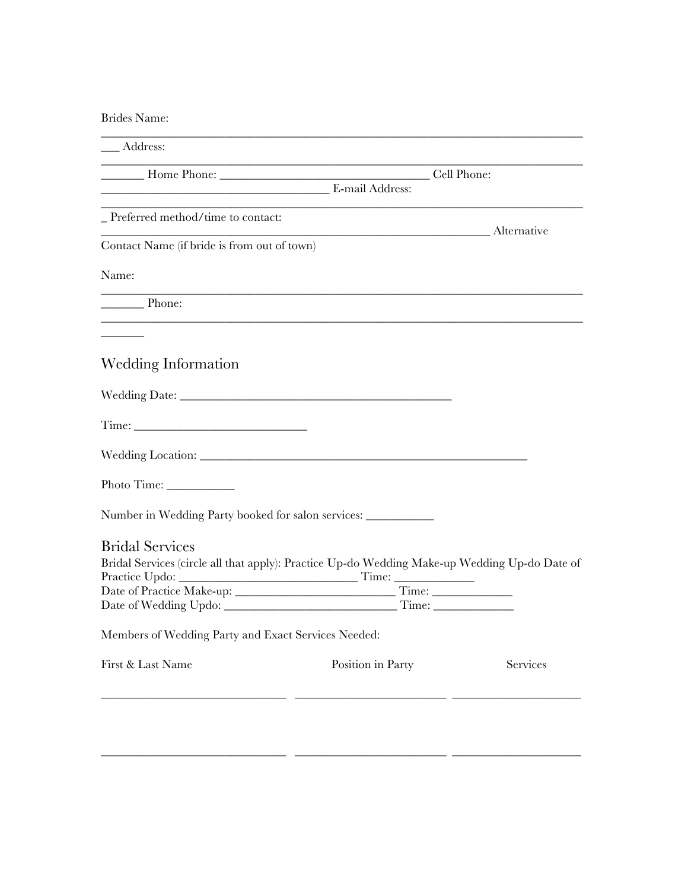Brides Name:

\_\_\_\_\_\_\_\_\_\_\_\_\_\_\_\_\_\_\_\_\_\_\_\_\_\_\_\_\_\_\_\_\_\_\_\_\_\_\_\_\_\_\_\_\_\_\_\_\_\_\_\_\_\_\_\_\_\_\_\_\_\_\_\_\_\_\_\_\_\_\_\_\_\_\_\_\_\_\_\_

___ Address:

\_\_\_\_\_\_\_\_\_\_\_\_\_\_\_\_\_\_\_\_\_\_\_\_\_\_\_\_\_\_\_\_\_\_\_\_\_\_\_\_\_\_\_\_\_\_\_\_\_\_\_\_\_\_\_\_\_\_\_\_\_\_\_\_\_\_\_\_\_\_\_\_\_\_\_\_\_\_\_\_

_______ Home Phone: __________________________________ Cell Phone:
_____________________________________ E-mail Address:

\_\_\_\_\_\_\_\_\_\_\_\_\_\_\_\_\_\_\_\_\_\_\_\_\_\_\_\_\_\_\_\_\_\_\_\_\_\_\_\_\_\_\_\_\_\_\_\_\_\_\_\_\_\_\_\_\_\_\_\_\_\_\_\_\_\_\_\_\_\_\_\_\_\_\_\_\_\_\_\_

_ Preferred method/time to contact:
_______________________________________________________________ Alternative
Contact Name (if bride is from out of town)

Name:

\_\_\_\_\_\_\_\_\_\_\_\_\_\_\_\_\_\_\_\_\_\_\_\_\_\_\_\_\_\_\_\_\_\_\_\_\_\_\_\_\_\_\_\_\_\_\_\_\_\_\_\_\_\_\_\_\_\_\_\_\_\_\_\_\_\_\_\_\_\_\_\_\_\_\_\_\_\_\_\_

_______ Phone:

\_\_\_\_\_\_\_\_\_\_\_\_\_\_\_\_\_\_\_\_\_\_\_\_\_\_\_\_\_\_\_\_\_\_\_\_\_\_\_\_\_\_\_\_\_\_\_\_\_\_\_\_\_\_\_\_\_\_\_\_\_\_\_\_\_\_\_\_\_\_\_\_\_\_\_\_\_\_\_\_

_______

## Wedding Information

Wedding Date: ____________________________________________

Time: ___________________________

Wedding Location: _____________________________________________________

Photo Time: ___________

Number in Wedding Party booked for salon services: ___________

## Bridal Services

Bridal Services (circle all that apply): Practice Up-do Wedding Make-up Wedding Up-do Date of Practice Updo: _____________________________ Time: _____________
Date of Practice Make-up: _________________________ Time: _____________
Date of Wedding Updo: ___________________________ Time: _____________

Members of Wedding Party and Exact Services Needed:

| First & Last Name | Position in Party | Services |
|---|---|---|
| ______________________________ | _________________________ | _____________________ |
| ______________________________ | _________________________ | _____________________ |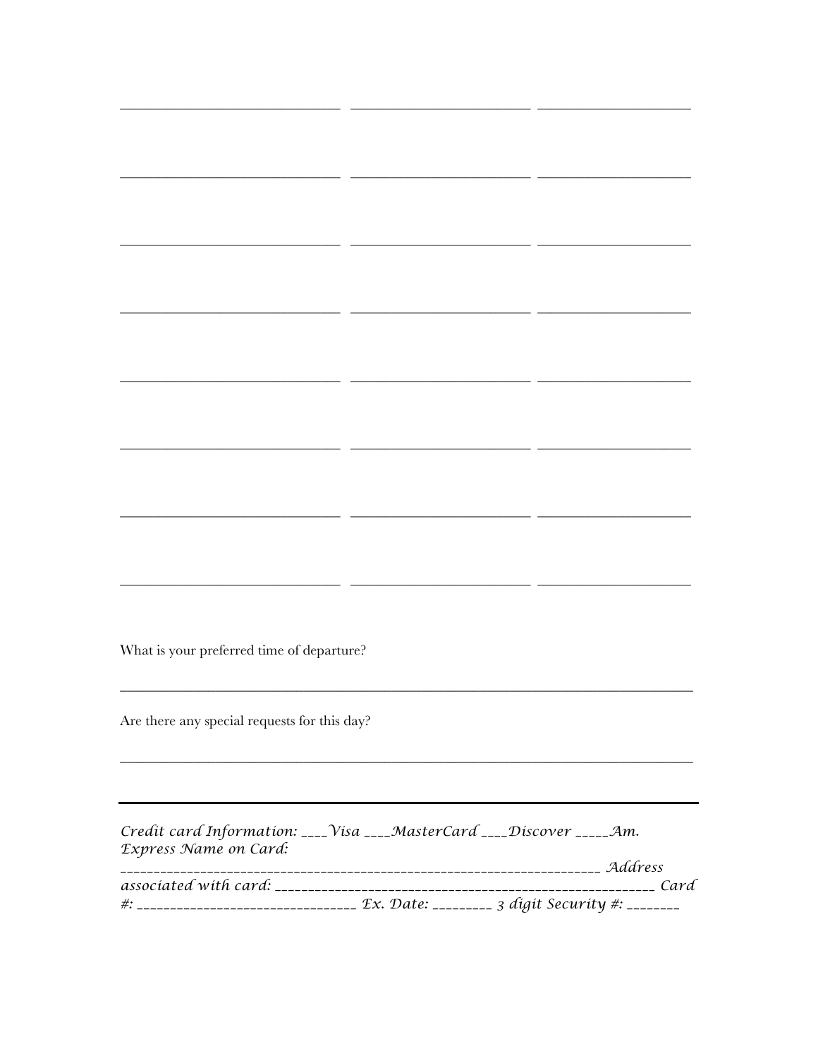| | | |
|---|---|---|
| ______________________________ | ________________________ | ____________________ |
| ______________________________ | ________________________ | ____________________ |
| ______________________________ | ________________________ | ____________________ |
| ______________________________ | ________________________ | ____________________ |
| ______________________________ | ________________________ | ____________________ |
| ______________________________ | ________________________ | ____________________ |
| ______________________________ | ________________________ | ____________________ |
| ______________________________ | ________________________ | ____________________ |

What is your preferred time of departure?

_____________________________________________________________________________

Are there any special requests for this day?

_____________________________________________________________________________

---

*Credit card Information: ____Visa ____MasterCard ____Discover _____Am. Express Name on Card: ____________________________________________________________________ Address associated with card: _____________________________________________________ Card #: _______________________________ Ex. Date: ________ 3 digit Security #: ________*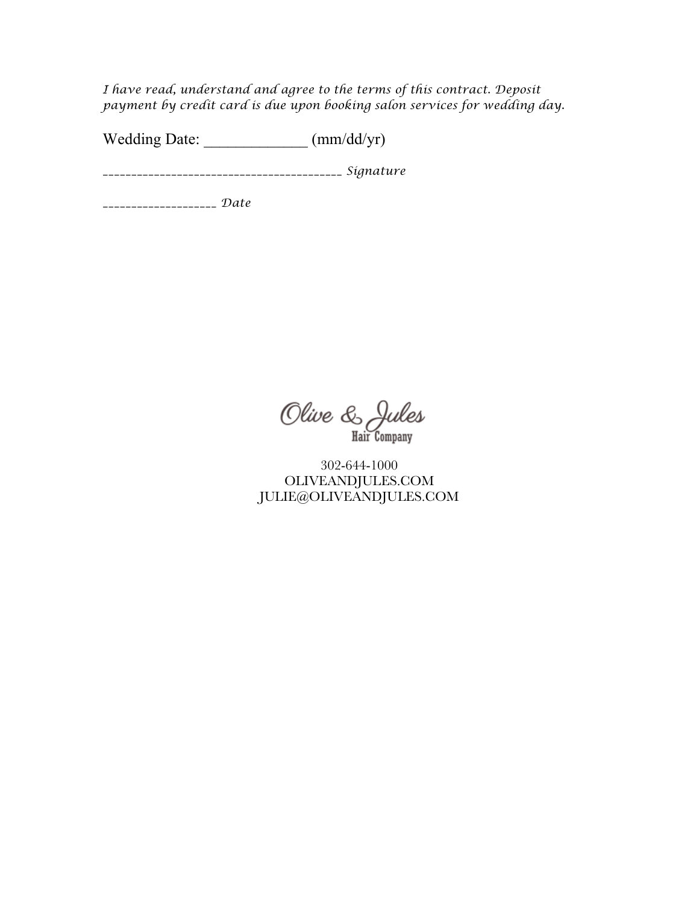*I have read, understand and agree to the terms of this contract. Deposit payment by credit card is due upon booking salon services for wedding day.*

Wedding Date: _____________ (mm/dd/yr)

_________________________________________ *Signature*

___________________ *Date*

Olive & Jules
Hair Company

302-644-1000
OLIVEANDJULES.COM
JULIE@OLIVEANDJULES.COM